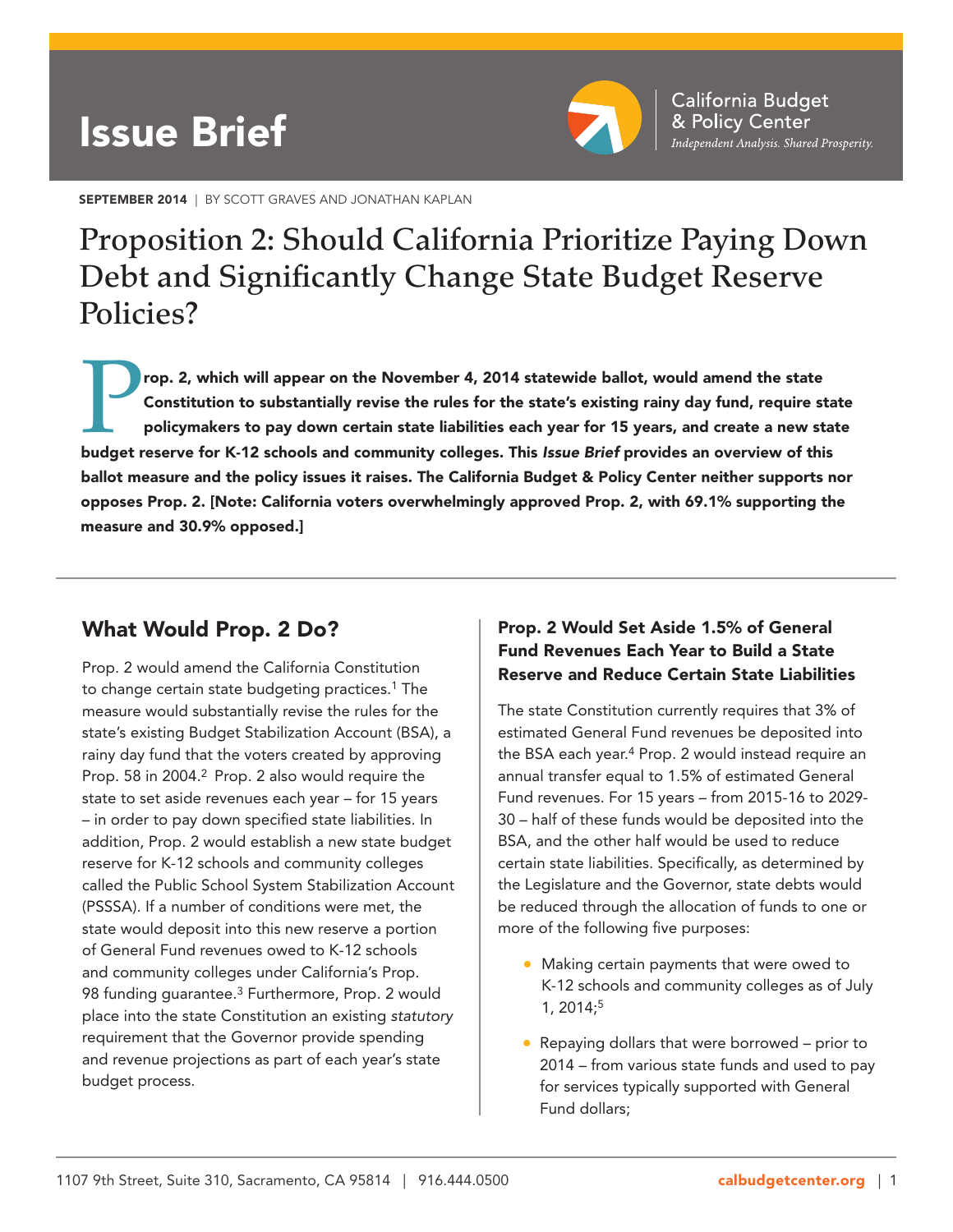Issue Brief

California Budget & Policy Center
*Independent Analysis. Shared Prosperity.*

**SEPTEMBER 2014** | BY SCOTT GRAVES AND JONATHAN KAPLAN

# Proposition 2: Should California Prioritize Paying Down Debt and Significantly Change State Budget Reserve Policies?

**Prop. 2, which will appear on the November 4, 2014 statewide ballot, would amend the state Constitution to substantially revise the rules for the state's existing rainy day fund, require state policymakers to pay down certain state liabilities each year for 15 years, and create a new state budget reserve for K-12 schools and community colleges. This *Issue Brief* provides an overview of this ballot measure and the policy issues it raises. The California Budget & Policy Center neither supports nor opposes Prop. 2. [Note: California voters overwhelmingly approved Prop. 2, with 69.1% supporting the measure and 30.9% opposed.]**

## What Would Prop. 2 Do?

Prop. 2 would amend the California Constitution to change certain state budgeting practices.[1] The measure would substantially revise the rules for the state's existing Budget Stabilization Account (BSA), a rainy day fund that the voters created by approving Prop. 58 in 2004.[2] Prop. 2 also would require the state to set aside revenues each year – for 15 years – in order to pay down specified state liabilities. In addition, Prop. 2 would establish a new state budget reserve for K-12 schools and community colleges called the Public School System Stabilization Account (PSSSA). If a number of conditions were met, the state would deposit into this new reserve a portion of General Fund revenues owed to K-12 schools and community colleges under California's Prop. 98 funding guarantee.[3] Furthermore, Prop. 2 would place into the state Constitution an existing *statutory* requirement that the Governor provide spending and revenue projections as part of each year's state budget process.

### Prop. 2 Would Set Aside 1.5% of General Fund Revenues Each Year to Build a State Reserve and Reduce Certain State Liabilities

The state Constitution currently requires that 3% of estimated General Fund revenues be deposited into the BSA each year.[4] Prop. 2 would instead require an annual transfer equal to 1.5% of estimated General Fund revenues. For 15 years – from 2015-16 to 2029-30 – half of these funds would be deposited into the BSA, and the other half would be used to reduce certain state liabilities. Specifically, as determined by the Legislature and the Governor, state debts would be reduced through the allocation of funds to one or more of the following five purposes:

- Making certain payments that were owed to K-12 schools and community colleges as of July 1, 2014;[5]
- Repaying dollars that were borrowed – prior to 2014 – from various state funds and used to pay for services typically supported with General Fund dollars;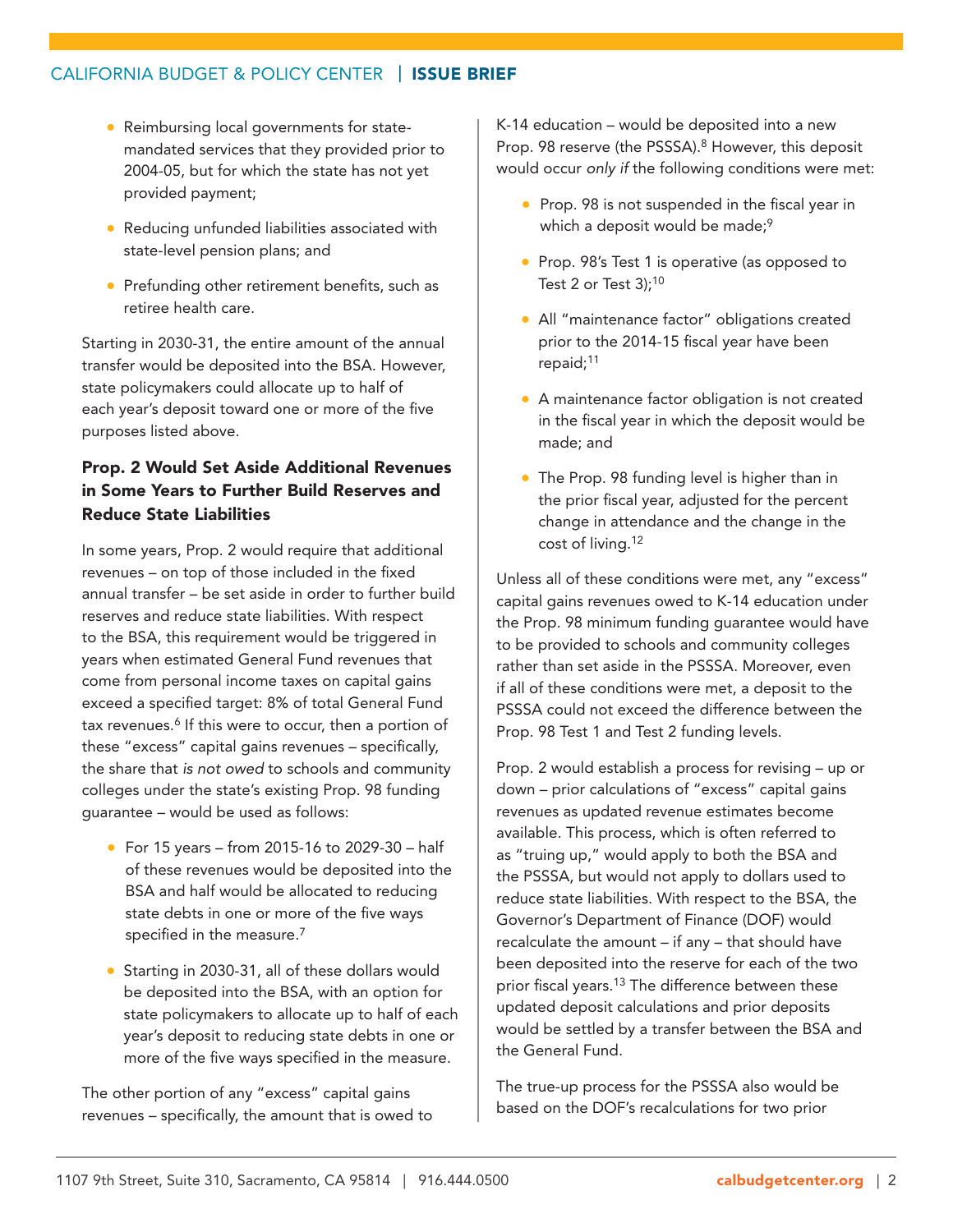- Reimbursing local governments for state-mandated services that they provided prior to 2004-05, but for which the state has not yet provided payment;
- Reducing unfunded liabilities associated with state-level pension plans; and
- Prefunding other retirement benefits, such as retiree health care.

Starting in 2030-31, the entire amount of the annual transfer would be deposited into the BSA. However, state policymakers could allocate up to half of each year's deposit toward one or more of the five purposes listed above.

### Prop. 2 Would Set Aside Additional Revenues in Some Years to Further Build Reserves and Reduce State Liabilities

In some years, Prop. 2 would require that additional revenues – on top of those included in the fixed annual transfer – be set aside in order to further build reserves and reduce state liabilities. With respect to the BSA, this requirement would be triggered in years when estimated General Fund revenues that come from personal income taxes on capital gains exceed a specified target: 8% of total General Fund tax revenues.[6] If this were to occur, then a portion of these "excess" capital gains revenues – specifically, the share that *is not owed* to schools and community colleges under the state's existing Prop. 98 funding guarantee – would be used as follows:

- For 15 years – from 2015-16 to 2029-30 – half of these revenues would be deposited into the BSA and half would be allocated to reducing state debts in one or more of the five ways specified in the measure.[7]
- Starting in 2030-31, all of these dollars would be deposited into the BSA, with an option for state policymakers to allocate up to half of each year's deposit to reducing state debts in one or more of the five ways specified in the measure.

The other portion of any "excess" capital gains revenues – specifically, the amount that is owed to K-14 education – would be deposited into a new Prop. 98 reserve (the PSSSA).[8] However, this deposit would occur *only if* the following conditions were met:

- Prop. 98 is not suspended in the fiscal year in which a deposit would be made;[9]
- Prop. 98's Test 1 is operative (as opposed to Test 2 or Test 3);[10]
- All "maintenance factor" obligations created prior to the 2014-15 fiscal year have been repaid;[11]
- A maintenance factor obligation is not created in the fiscal year in which the deposit would be made; and
- The Prop. 98 funding level is higher than in the prior fiscal year, adjusted for the percent change in attendance and the change in the cost of living.[12]

Unless all of these conditions were met, any "excess" capital gains revenues owed to K-14 education under the Prop. 98 minimum funding guarantee would have to be provided to schools and community colleges rather than set aside in the PSSSA. Moreover, even if all of these conditions were met, a deposit to the PSSSA could not exceed the difference between the Prop. 98 Test 1 and Test 2 funding levels.

Prop. 2 would establish a process for revising – up or down – prior calculations of "excess" capital gains revenues as updated revenue estimates become available. This process, which is often referred to as "truing up," would apply to both the BSA and the PSSSA, but would not apply to dollars used to reduce state liabilities. With respect to the BSA, the Governor's Department of Finance (DOF) would recalculate the amount – if any – that should have been deposited into the reserve for each of the two prior fiscal years.[13] The difference between these updated deposit calculations and prior deposits would be settled by a transfer between the BSA and the General Fund.

The true-up process for the PSSSA also would be based on the DOF's recalculations for two prior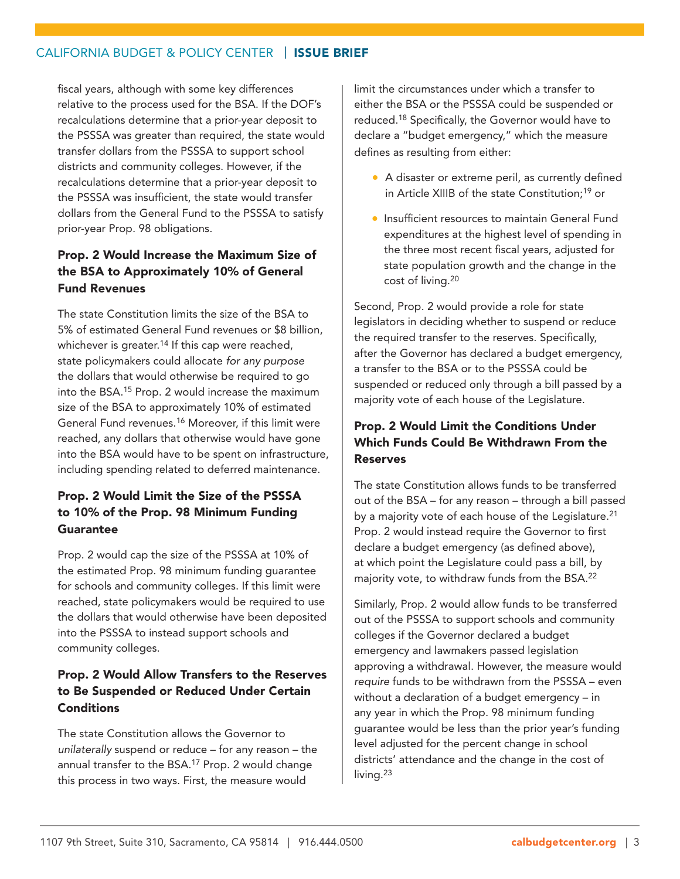fiscal years, although with some key differences relative to the process used for the BSA. If the DOF's recalculations determine that a prior-year deposit to the PSSSA was greater than required, the state would transfer dollars from the PSSSA to support school districts and community colleges. However, if the recalculations determine that a prior-year deposit to the PSSSA was insufficient, the state would transfer dollars from the General Fund to the PSSSA to satisfy prior-year Prop. 98 obligations.

### Prop. 2 Would Increase the Maximum Size of the BSA to Approximately 10% of General Fund Revenues

The state Constitution limits the size of the BSA to 5% of estimated General Fund revenues or $8 billion, whichever is greater.[14] If this cap were reached, state policymakers could allocate *for any purpose* the dollars that would otherwise be required to go into the BSA.[15] Prop. 2 would increase the maximum size of the BSA to approximately 10% of estimated General Fund revenues.[16] Moreover, if this limit were reached, any dollars that otherwise would have gone into the BSA would have to be spent on infrastructure, including spending related to deferred maintenance.

### Prop. 2 Would Limit the Size of the PSSSA to 10% of the Prop. 98 Minimum Funding Guarantee

Prop. 2 would cap the size of the PSSSA at 10% of the estimated Prop. 98 minimum funding guarantee for schools and community colleges. If this limit were reached, state policymakers would be required to use the dollars that would otherwise have been deposited into the PSSSA to instead support schools and community colleges.

### Prop. 2 Would Allow Transfers to the Reserves to Be Suspended or Reduced Under Certain Conditions

The state Constitution allows the Governor to *unilaterally* suspend or reduce – for any reason – the annual transfer to the BSA.[17] Prop. 2 would change this process in two ways. First, the measure would limit the circumstances under which a transfer to either the BSA or the PSSSA could be suspended or reduced.[18] Specifically, the Governor would have to declare a "budget emergency," which the measure defines as resulting from either:

- A disaster or extreme peril, as currently defined in Article XIIIB of the state Constitution;[19] or
- Insufficient resources to maintain General Fund expenditures at the highest level of spending in the three most recent fiscal years, adjusted for state population growth and the change in the cost of living.[20]

Second, Prop. 2 would provide a role for state legislators in deciding whether to suspend or reduce the required transfer to the reserves. Specifically, after the Governor has declared a budget emergency, a transfer to the BSA or to the PSSSA could be suspended or reduced only through a bill passed by a majority vote of each house of the Legislature.

### Prop. 2 Would Limit the Conditions Under Which Funds Could Be Withdrawn From the Reserves

The state Constitution allows funds to be transferred out of the BSA – for any reason – through a bill passed by a majority vote of each house of the Legislature.[21] Prop. 2 would instead require the Governor to first declare a budget emergency (as defined above), at which point the Legislature could pass a bill, by majority vote, to withdraw funds from the BSA.[22]

Similarly, Prop. 2 would allow funds to be transferred out of the PSSSA to support schools and community colleges if the Governor declared a budget emergency and lawmakers passed legislation approving a withdrawal. However, the measure would *require* funds to be withdrawn from the PSSSA – even without a declaration of a budget emergency – in any year in which the Prop. 98 minimum funding guarantee would be less than the prior year's funding level adjusted for the percent change in school districts' attendance and the change in the cost of living.[23]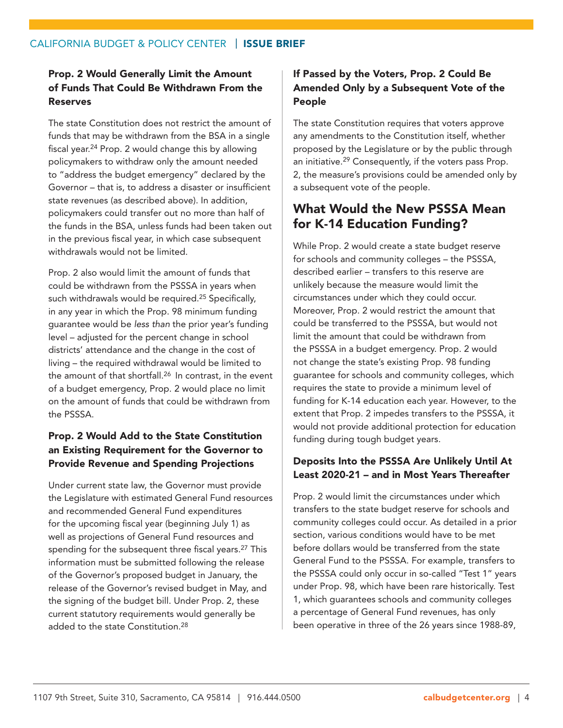### Prop. 2 Would Generally Limit the Amount of Funds That Could Be Withdrawn From the Reserves

The state Constitution does not restrict the amount of funds that may be withdrawn from the BSA in a single fiscal year.[24] Prop. 2 would change this by allowing policymakers to withdraw only the amount needed to "address the budget emergency" declared by the Governor – that is, to address a disaster or insufficient state revenues (as described above). In addition, policymakers could transfer out no more than half of the funds in the BSA, unless funds had been taken out in the previous fiscal year, in which case subsequent withdrawals would not be limited.

Prop. 2 also would limit the amount of funds that could be withdrawn from the PSSSA in years when such withdrawals would be required.[25] Specifically, in any year in which the Prop. 98 minimum funding guarantee would be *less than* the prior year's funding level – adjusted for the percent change in school districts' attendance and the change in the cost of living – the required withdrawal would be limited to the amount of that shortfall.[26] In contrast, in the event of a budget emergency, Prop. 2 would place no limit on the amount of funds that could be withdrawn from the PSSSA.

### Prop. 2 Would Add to the State Constitution an Existing Requirement for the Governor to Provide Revenue and Spending Projections

Under current state law, the Governor must provide the Legislature with estimated General Fund resources and recommended General Fund expenditures for the upcoming fiscal year (beginning July 1) as well as projections of General Fund resources and spending for the subsequent three fiscal years.[27] This information must be submitted following the release of the Governor's proposed budget in January, the release of the Governor's revised budget in May, and the signing of the budget bill. Under Prop. 2, these current statutory requirements would generally be added to the state Constitution.[28]

### If Passed by the Voters, Prop. 2 Could Be Amended Only by a Subsequent Vote of the People

The state Constitution requires that voters approve any amendments to the Constitution itself, whether proposed by the Legislature or by the public through an initiative.[29] Consequently, if the voters pass Prop. 2, the measure's provisions could be amended only by a subsequent vote of the people.

## What Would the New PSSSA Mean for K-14 Education Funding?

While Prop. 2 would create a state budget reserve for schools and community colleges – the PSSSA, described earlier – transfers to this reserve are unlikely because the measure would limit the circumstances under which they could occur. Moreover, Prop. 2 would restrict the amount that could be transferred to the PSSSA, but would not limit the amount that could be withdrawn from the PSSSA in a budget emergency. Prop. 2 would not change the state's existing Prop. 98 funding guarantee for schools and community colleges, which requires the state to provide a minimum level of funding for K-14 education each year. However, to the extent that Prop. 2 impedes transfers to the PSSSA, it would not provide additional protection for education funding during tough budget years.

### Deposits Into the PSSSA Are Unlikely Until At Least 2020-21 – and in Most Years Thereafter

Prop. 2 would limit the circumstances under which transfers to the state budget reserve for schools and community colleges could occur. As detailed in a prior section, various conditions would have to be met before dollars would be transferred from the state General Fund to the PSSSA. For example, transfers to the PSSSA could only occur in so-called "Test 1" years under Prop. 98, which have been rare historically. Test 1, which guarantees schools and community colleges a percentage of General Fund revenues, has only been operative in three of the 26 years since 1988-89,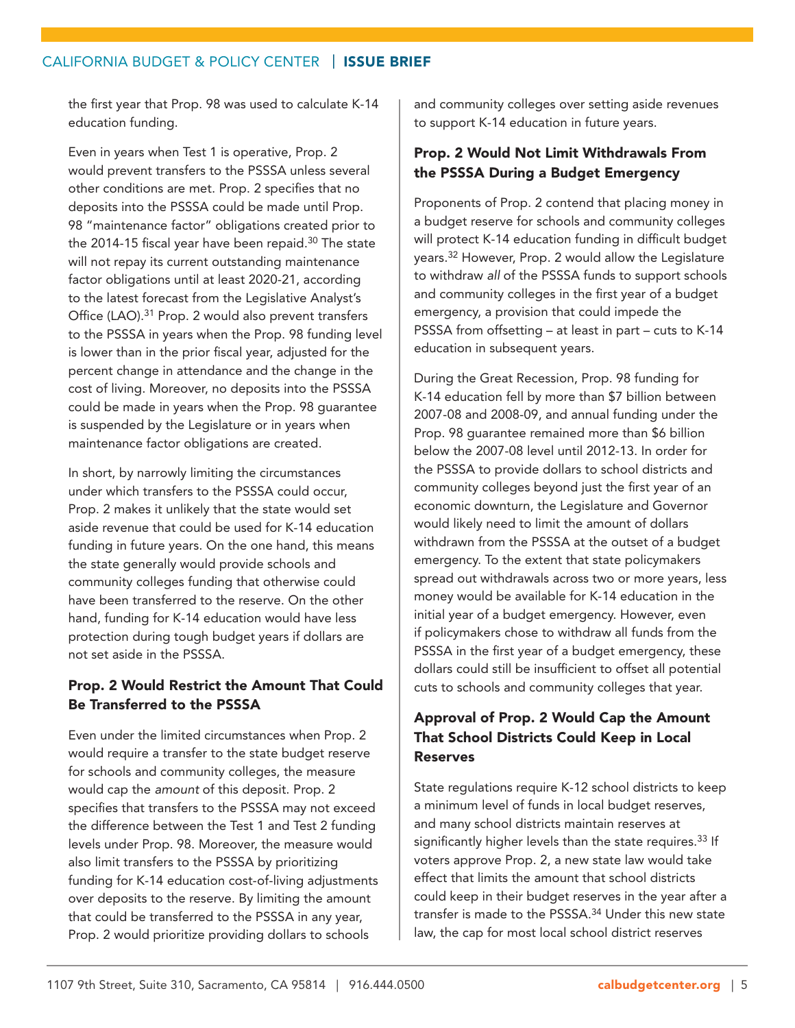the first year that Prop. 98 was used to calculate K-14 education funding.

Even in years when Test 1 is operative, Prop. 2 would prevent transfers to the PSSSA unless several other conditions are met. Prop. 2 specifies that no deposits into the PSSSA could be made until Prop. 98 "maintenance factor" obligations created prior to the 2014-15 fiscal year have been repaid.[30] The state will not repay its current outstanding maintenance factor obligations until at least 2020-21, according to the latest forecast from the Legislative Analyst's Office (LAO).[31] Prop. 2 would also prevent transfers to the PSSSA in years when the Prop. 98 funding level is lower than in the prior fiscal year, adjusted for the percent change in attendance and the change in the cost of living. Moreover, no deposits into the PSSSA could be made in years when the Prop. 98 guarantee is suspended by the Legislature or in years when maintenance factor obligations are created.

In short, by narrowly limiting the circumstances under which transfers to the PSSSA could occur, Prop. 2 makes it unlikely that the state would set aside revenue that could be used for K-14 education funding in future years. On the one hand, this means the state generally would provide schools and community colleges funding that otherwise could have been transferred to the reserve. On the other hand, funding for K-14 education would have less protection during tough budget years if dollars are not set aside in the PSSSA.

### Prop. 2 Would Restrict the Amount That Could Be Transferred to the PSSSA

Even under the limited circumstances when Prop. 2 would require a transfer to the state budget reserve for schools and community colleges, the measure would cap the *amount* of this deposit. Prop. 2 specifies that transfers to the PSSSA may not exceed the difference between the Test 1 and Test 2 funding levels under Prop. 98. Moreover, the measure would also limit transfers to the PSSSA by prioritizing funding for K-14 education cost-of-living adjustments over deposits to the reserve. By limiting the amount that could be transferred to the PSSSA in any year, Prop. 2 would prioritize providing dollars to schools and community colleges over setting aside revenues to support K-14 education in future years.

### Prop. 2 Would Not Limit Withdrawals From the PSSSA During a Budget Emergency

Proponents of Prop. 2 contend that placing money in a budget reserve for schools and community colleges will protect K-14 education funding in difficult budget years.[32] However, Prop. 2 would allow the Legislature to withdraw *all* of the PSSSA funds to support schools and community colleges in the first year of a budget emergency, a provision that could impede the PSSSA from offsetting – at least in part – cuts to K-14 education in subsequent years.

During the Great Recession, Prop. 98 funding for K-14 education fell by more than $7 billion between 2007-08 and 2008-09, and annual funding under the Prop. 98 guarantee remained more than $6 billion below the 2007-08 level until 2012-13. In order for the PSSSA to provide dollars to school districts and community colleges beyond just the first year of an economic downturn, the Legislature and Governor would likely need to limit the amount of dollars withdrawn from the PSSSA at the outset of a budget emergency. To the extent that state policymakers spread out withdrawals across two or more years, less money would be available for K-14 education in the initial year of a budget emergency. However, even if policymakers chose to withdraw all funds from the PSSSA in the first year of a budget emergency, these dollars could still be insufficient to offset all potential cuts to schools and community colleges that year.

### Approval of Prop. 2 Would Cap the Amount That School Districts Could Keep in Local Reserves

State regulations require K-12 school districts to keep a minimum level of funds in local budget reserves, and many school districts maintain reserves at significantly higher levels than the state requires.[33] If voters approve Prop. 2, a new state law would take effect that limits the amount that school districts could keep in their budget reserves in the year after a transfer is made to the PSSSA.[34] Under this new state law, the cap for most local school district reserves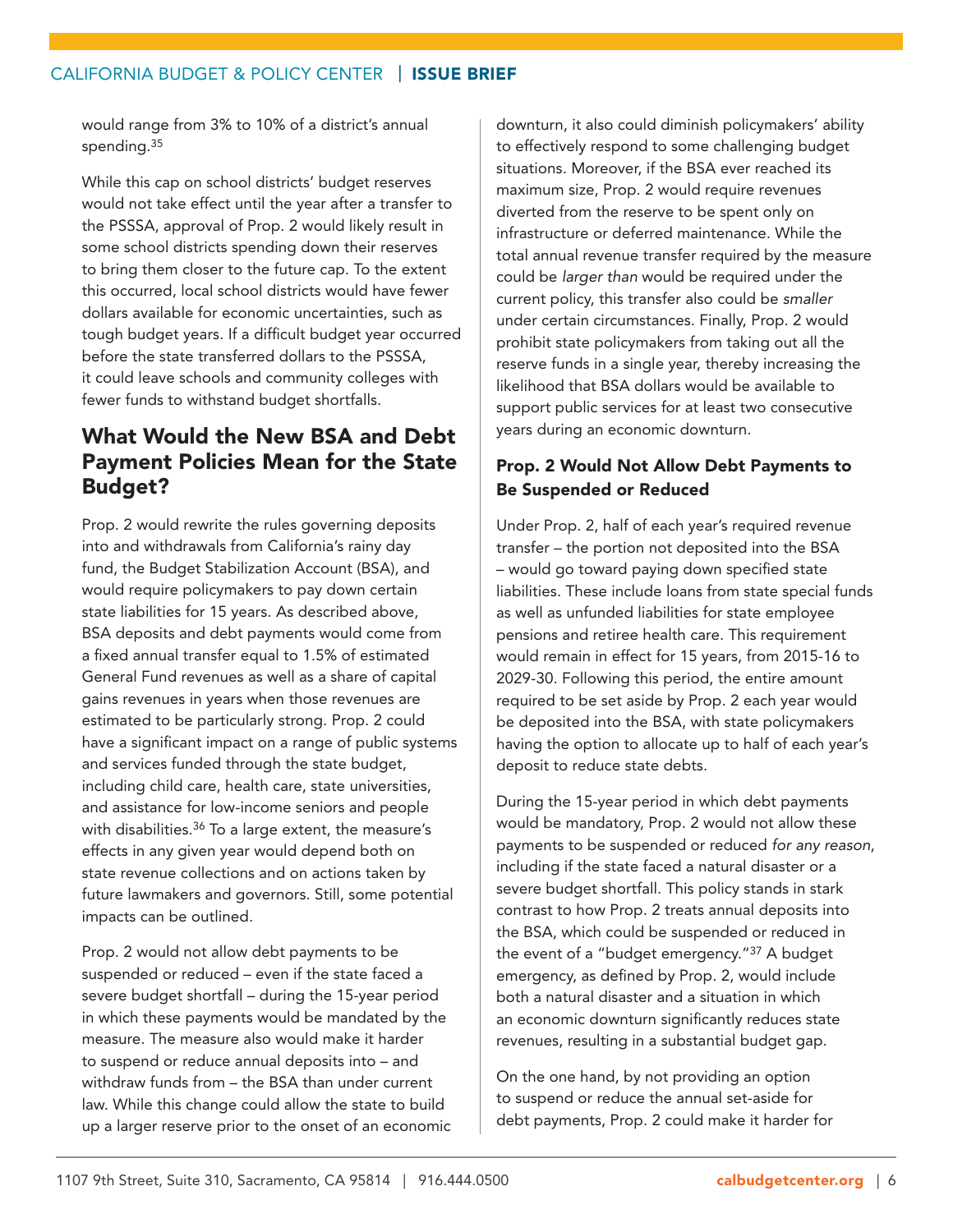would range from 3% to 10% of a district's annual spending.[35]

While this cap on school districts' budget reserves would not take effect until the year after a transfer to the PSSSA, approval of Prop. 2 would likely result in some school districts spending down their reserves to bring them closer to the future cap. To the extent this occurred, local school districts would have fewer dollars available for economic uncertainties, such as tough budget years. If a difficult budget year occurred before the state transferred dollars to the PSSSA, it could leave schools and community colleges with fewer funds to withstand budget shortfalls.

## What Would the New BSA and Debt Payment Policies Mean for the State Budget?

Prop. 2 would rewrite the rules governing deposits into and withdrawals from California's rainy day fund, the Budget Stabilization Account (BSA), and would require policymakers to pay down certain state liabilities for 15 years. As described above, BSA deposits and debt payments would come from a fixed annual transfer equal to 1.5% of estimated General Fund revenues as well as a share of capital gains revenues in years when those revenues are estimated to be particularly strong. Prop. 2 could have a significant impact on a range of public systems and services funded through the state budget, including child care, health care, state universities, and assistance for low-income seniors and people with disabilities.[36] To a large extent, the measure's effects in any given year would depend both on state revenue collections and on actions taken by future lawmakers and governors. Still, some potential impacts can be outlined.

Prop. 2 would not allow debt payments to be suspended or reduced – even if the state faced a severe budget shortfall – during the 15-year period in which these payments would be mandated by the measure. The measure also would make it harder to suspend or reduce annual deposits into – and withdraw funds from – the BSA than under current law. While this change could allow the state to build up a larger reserve prior to the onset of an economic downturn, it also could diminish policymakers' ability to effectively respond to some challenging budget situations. Moreover, if the BSA ever reached its maximum size, Prop. 2 would require revenues diverted from the reserve to be spent only on infrastructure or deferred maintenance. While the total annual revenue transfer required by the measure could be *larger than* would be required under the current policy, this transfer also could be *smaller* under certain circumstances. Finally, Prop. 2 would prohibit state policymakers from taking out all the reserve funds in a single year, thereby increasing the likelihood that BSA dollars would be available to support public services for at least two consecutive years during an economic downturn.

### Prop. 2 Would Not Allow Debt Payments to Be Suspended or Reduced

Under Prop. 2, half of each year's required revenue transfer – the portion not deposited into the BSA – would go toward paying down specified state liabilities. These include loans from state special funds as well as unfunded liabilities for state employee pensions and retiree health care. This requirement would remain in effect for 15 years, from 2015-16 to 2029-30. Following this period, the entire amount required to be set aside by Prop. 2 each year would be deposited into the BSA, with state policymakers having the option to allocate up to half of each year's deposit to reduce state debts.

During the 15-year period in which debt payments would be mandatory, Prop. 2 would not allow these payments to be suspended or reduced *for any reason*, including if the state faced a natural disaster or a severe budget shortfall. This policy stands in stark contrast to how Prop. 2 treats annual deposits into the BSA, which could be suspended or reduced in the event of a "budget emergency."[37] A budget emergency, as defined by Prop. 2, would include both a natural disaster and a situation in which an economic downturn significantly reduces state revenues, resulting in a substantial budget gap.

On the one hand, by not providing an option to suspend or reduce the annual set-aside for debt payments, Prop. 2 could make it harder for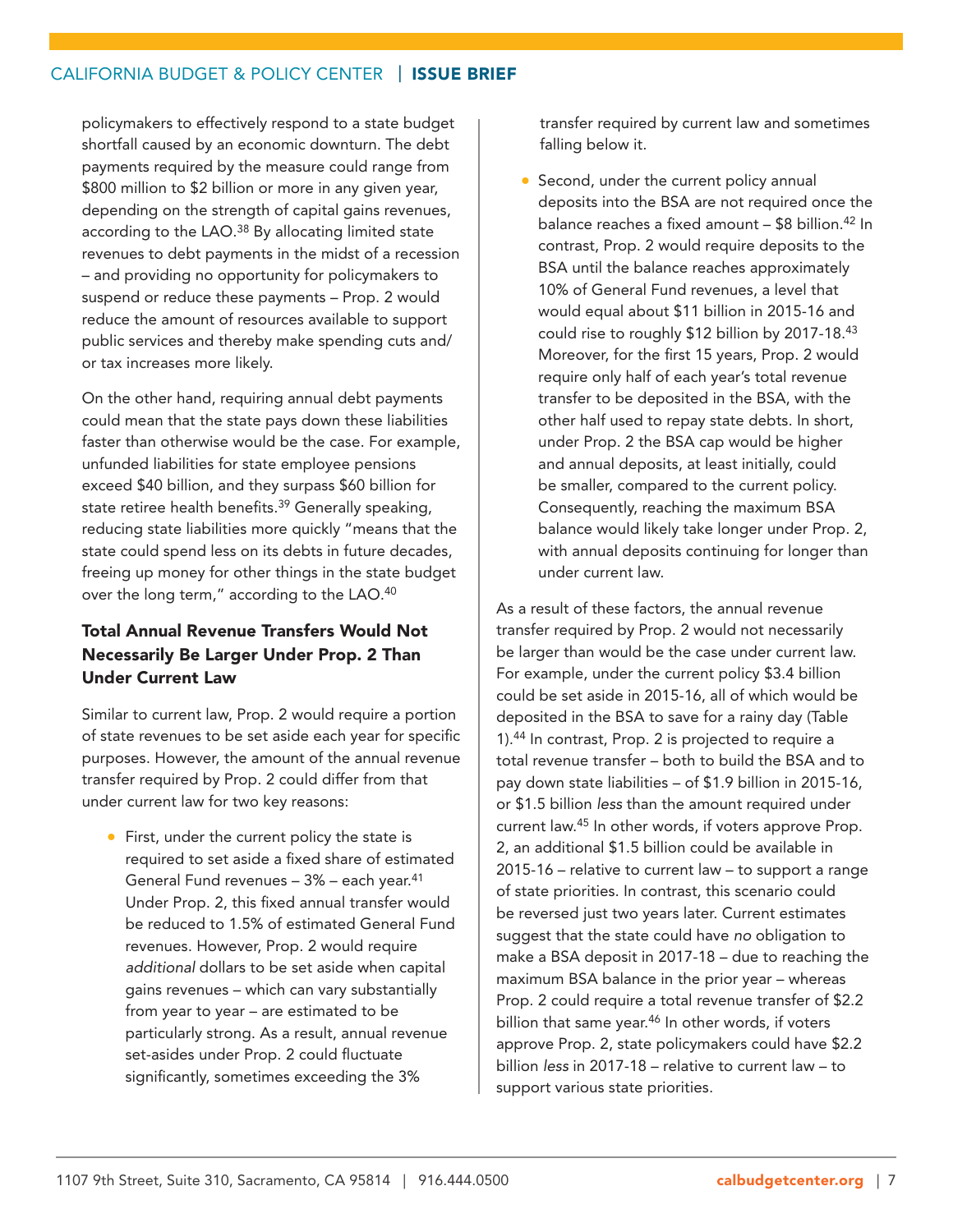policymakers to effectively respond to a state budget shortfall caused by an economic downturn. The debt payments required by the measure could range from $800 million to $2 billion or more in any given year, depending on the strength of capital gains revenues, according to the LAO.[38] By allocating limited state revenues to debt payments in the midst of a recession – and providing no opportunity for policymakers to suspend or reduce these payments – Prop. 2 would reduce the amount of resources available to support public services and thereby make spending cuts and/or tax increases more likely.

On the other hand, requiring annual debt payments could mean that the state pays down these liabilities faster than otherwise would be the case. For example, unfunded liabilities for state employee pensions exceed $40 billion, and they surpass $60 billion for state retiree health benefits.[39] Generally speaking, reducing state liabilities more quickly "means that the state could spend less on its debts in future decades, freeing up money for other things in the state budget over the long term," according to the LAO.[40]

### Total Annual Revenue Transfers Would Not Necessarily Be Larger Under Prop. 2 Than Under Current Law

Similar to current law, Prop. 2 would require a portion of state revenues to be set aside each year for specific purposes. However, the amount of the annual revenue transfer required by Prop. 2 could differ from that under current law for two key reasons:

- First, under the current policy the state is required to set aside a fixed share of estimated General Fund revenues – 3% – each year.[41] Under Prop. 2, this fixed annual transfer would be reduced to 1.5% of estimated General Fund revenues. However, Prop. 2 would require *additional* dollars to be set aside when capital gains revenues – which can vary substantially from year to year – are estimated to be particularly strong. As a result, annual revenue set-asides under Prop. 2 could fluctuate significantly, sometimes exceeding the 3% transfer required by current law and sometimes falling below it.
- Second, under the current policy annual deposits into the BSA are not required once the balance reaches a fixed amount – $8 billion.[42] In contrast, Prop. 2 would require deposits to the BSA until the balance reaches approximately 10% of General Fund revenues, a level that would equal about $11 billion in 2015-16 and could rise to roughly $12 billion by 2017-18.[43] Moreover, for the first 15 years, Prop. 2 would require only half of each year's total revenue transfer to be deposited in the BSA, with the other half used to repay state debts. In short, under Prop. 2 the BSA cap would be higher and annual deposits, at least initially, could be smaller, compared to the current policy. Consequently, reaching the maximum BSA balance would likely take longer under Prop. 2, with annual deposits continuing for longer than under current law.

As a result of these factors, the annual revenue transfer required by Prop. 2 would not necessarily be larger than would be the case under current law. For example, under the current policy $3.4 billion could be set aside in 2015-16, all of which would be deposited in the BSA to save for a rainy day (Table 1).[44] In contrast, Prop. 2 is projected to require a total revenue transfer – both to build the BSA and to pay down state liabilities – of $1.9 billion in 2015-16, or $1.5 billion *less* than the amount required under current law.[45] In other words, if voters approve Prop. 2, an additional $1.5 billion could be available in 2015-16 – relative to current law – to support a range of state priorities. In contrast, this scenario could be reversed just two years later. Current estimates suggest that the state could have *no* obligation to make a BSA deposit in 2017-18 – due to reaching the maximum BSA balance in the prior year – whereas Prop. 2 could require a total revenue transfer of $2.2 billion that same year.[46] In other words, if voters approve Prop. 2, state policymakers could have $2.2 billion *less* in 2017-18 – relative to current law – to support various state priorities.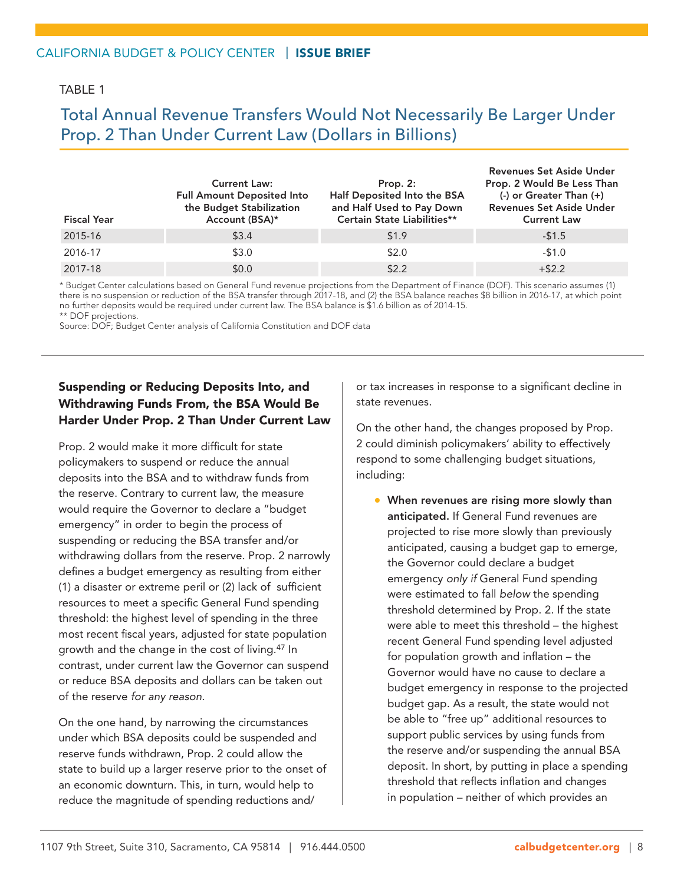TABLE 1

## Total Annual Revenue Transfers Would Not Necessarily Be Larger Under Prop. 2 Than Under Current Law (Dollars in Billions)

| Fiscal Year | Current Law: Full Amount Deposited Into the Budget Stabilization Account (BSA)* | Prop. 2: Half Deposited Into the BSA and Half Used to Pay Down Certain State Liabilities** | Revenues Set Aside Under Prop. 2 Would Be Less Than (-) or Greater Than (+) Revenues Set Aside Under Current Law |
|---|---|---|---|
| 2015-16 | $3.4 | $1.9 | -$1.5 |
| 2016-17 | $3.0 | $2.0 | -$1.0 |
| 2017-18 | $0.0 | $2.2 | +$2.2 |

* Budget Center calculations based on General Fund revenue projections from the Department of Finance (DOF). This scenario assumes (1) there is no suspension or reduction of the BSA transfer through 2017-18, and (2) the BSA balance reaches $8 billion in 2016-17, at which point no further deposits would be required under current law. The BSA balance is $1.6 billion as of 2014-15.
** DOF projections.
Source: DOF; Budget Center analysis of California Constitution and DOF data

### Suspending or Reducing Deposits Into, and Withdrawing Funds From, the BSA Would Be Harder Under Prop. 2 Than Under Current Law

Prop. 2 would make it more difficult for state policymakers to suspend or reduce the annual deposits into the BSA and to withdraw funds from the reserve. Contrary to current law, the measure would require the Governor to declare a "budget emergency" in order to begin the process of suspending or reducing the BSA transfer and/or withdrawing dollars from the reserve. Prop. 2 narrowly defines a budget emergency as resulting from either (1) a disaster or extreme peril or (2) lack of sufficient resources to meet a specific General Fund spending threshold: the highest level of spending in the three most recent fiscal years, adjusted for state population growth and the change in the cost of living.[47] In contrast, under current law the Governor can suspend or reduce BSA deposits and dollars can be taken out of the reserve *for any reason*.

On the one hand, by narrowing the circumstances under which BSA deposits could be suspended and reserve funds withdrawn, Prop. 2 could allow the state to build up a larger reserve prior to the onset of an economic downturn. This, in turn, would help to reduce the magnitude of spending reductions and/or tax increases in response to a significant decline in state revenues.

On the other hand, the changes proposed by Prop. 2 could diminish policymakers' ability to effectively respond to some challenging budget situations, including:

- **When revenues are rising more slowly than anticipated.** If General Fund revenues are projected to rise more slowly than previously anticipated, causing a budget gap to emerge, the Governor could declare a budget emergency *only if* General Fund spending were estimated to fall *below* the spending threshold determined by Prop. 2. If the state were able to meet this threshold – the highest recent General Fund spending level adjusted for population growth and inflation – the Governor would have no cause to declare a budget emergency in response to the projected budget gap. As a result, the state would not be able to "free up" additional resources to support public services by using funds from the reserve and/or suspending the annual BSA deposit. In short, by putting in place a spending threshold that reflects inflation and changes in population – neither of which provides an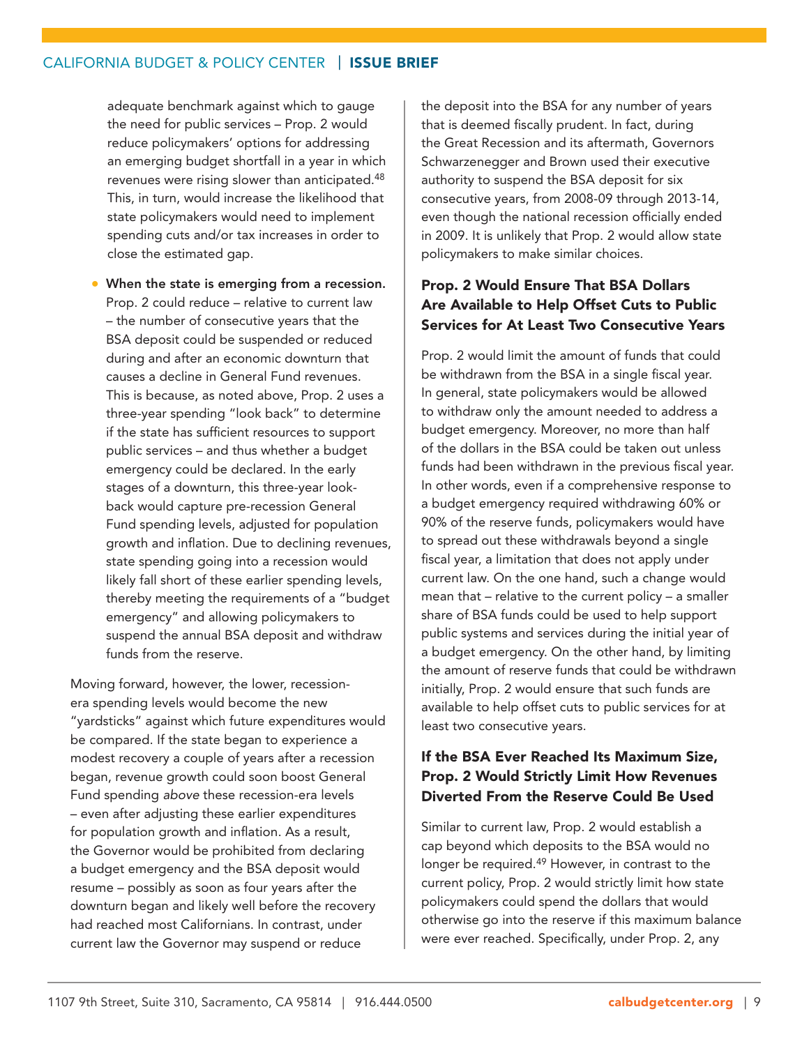adequate benchmark against which to gauge the need for public services – Prop. 2 would reduce policymakers' options for addressing an emerging budget shortfall in a year in which revenues were rising slower than anticipated.[48] This, in turn, would increase the likelihood that state policymakers would need to implement spending cuts and/or tax increases in order to close the estimated gap.

- **When the state is emerging from a recession.** Prop. 2 could reduce – relative to current law – the number of consecutive years that the BSA deposit could be suspended or reduced during and after an economic downturn that causes a decline in General Fund revenues. This is because, as noted above, Prop. 2 uses a three-year spending "look back" to determine if the state has sufficient resources to support public services – and thus whether a budget emergency could be declared. In the early stages of a downturn, this three-year look-back would capture pre-recession General Fund spending levels, adjusted for population growth and inflation. Due to declining revenues, state spending going into a recession would likely fall short of these earlier spending levels, thereby meeting the requirements of a "budget emergency" and allowing policymakers to suspend the annual BSA deposit and withdraw funds from the reserve.

Moving forward, however, the lower, recession-era spending levels would become the new "yardsticks" against which future expenditures would be compared. If the state began to experience a modest recovery a couple of years after a recession began, revenue growth could soon boost General Fund spending *above* these recession-era levels – even after adjusting these earlier expenditures for population growth and inflation. As a result, the Governor would be prohibited from declaring a budget emergency and the BSA deposit would resume – possibly as soon as four years after the downturn began and likely well before the recovery had reached most Californians. In contrast, under current law the Governor may suspend or reduce the deposit into the BSA for any number of years that is deemed fiscally prudent. In fact, during the Great Recession and its aftermath, Governors Schwarzenegger and Brown used their executive authority to suspend the BSA deposit for six consecutive years, from 2008-09 through 2013-14, even though the national recession officially ended in 2009. It is unlikely that Prop. 2 would allow state policymakers to make similar choices.

### Prop. 2 Would Ensure That BSA Dollars Are Available to Help Offset Cuts to Public Services for At Least Two Consecutive Years

Prop. 2 would limit the amount of funds that could be withdrawn from the BSA in a single fiscal year. In general, state policymakers would be allowed to withdraw only the amount needed to address a budget emergency. Moreover, no more than half of the dollars in the BSA could be taken out unless funds had been withdrawn in the previous fiscal year. In other words, even if a comprehensive response to a budget emergency required withdrawing 60% or 90% of the reserve funds, policymakers would have to spread out these withdrawals beyond a single fiscal year, a limitation that does not apply under current law. On the one hand, such a change would mean that – relative to the current policy – a smaller share of BSA funds could be used to help support public systems and services during the initial year of a budget emergency. On the other hand, by limiting the amount of reserve funds that could be withdrawn initially, Prop. 2 would ensure that such funds are available to help offset cuts to public services for at least two consecutive years.

### If the BSA Ever Reached Its Maximum Size, Prop. 2 Would Strictly Limit How Revenues Diverted From the Reserve Could Be Used

Similar to current law, Prop. 2 would establish a cap beyond which deposits to the BSA would no longer be required.[49] However, in contrast to the current policy, Prop. 2 would strictly limit how state policymakers could spend the dollars that would otherwise go into the reserve if this maximum balance were ever reached. Specifically, under Prop. 2, any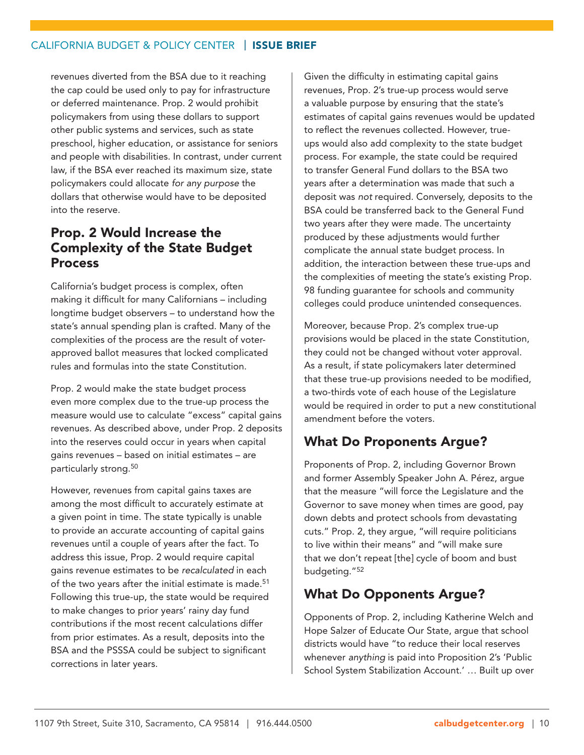revenues diverted from the BSA due to it reaching the cap could be used only to pay for infrastructure or deferred maintenance. Prop. 2 would prohibit policymakers from using these dollars to support other public systems and services, such as state preschool, higher education, or assistance for seniors and people with disabilities. In contrast, under current law, if the BSA ever reached its maximum size, state policymakers could allocate *for any purpose* the dollars that otherwise would have to be deposited into the reserve.

## Prop. 2 Would Increase the Complexity of the State Budget Process

California's budget process is complex, often making it difficult for many Californians – including longtime budget observers – to understand how the state's annual spending plan is crafted. Many of the complexities of the process are the result of voter-approved ballot measures that locked complicated rules and formulas into the state Constitution.

Prop. 2 would make the state budget process even more complex due to the true-up process the measure would use to calculate "excess" capital gains revenues. As described above, under Prop. 2 deposits into the reserves could occur in years when capital gains revenues – based on initial estimates – are particularly strong.[50]

However, revenues from capital gains taxes are among the most difficult to accurately estimate at a given point in time. The state typically is unable to provide an accurate accounting of capital gains revenues until a couple of years after the fact. To address this issue, Prop. 2 would require capital gains revenue estimates to be *recalculated* in each of the two years after the initial estimate is made.[51] Following this true-up, the state would be required to make changes to prior years' rainy day fund contributions if the most recent calculations differ from prior estimates. As a result, deposits into the BSA and the PSSSA could be subject to significant corrections in later years.

Given the difficulty in estimating capital gains revenues, Prop. 2's true-up process would serve a valuable purpose by ensuring that the state's estimates of capital gains revenues would be updated to reflect the revenues collected. However, true-ups would also add complexity to the state budget process. For example, the state could be required to transfer General Fund dollars to the BSA two years after a determination was made that such a deposit was *not* required. Conversely, deposits to the BSA could be transferred back to the General Fund two years after they were made. The uncertainty produced by these adjustments would further complicate the annual state budget process. In addition, the interaction between these true-ups and the complexities of meeting the state's existing Prop. 98 funding guarantee for schools and community colleges could produce unintended consequences.

Moreover, because Prop. 2's complex true-up provisions would be placed in the state Constitution, they could not be changed without voter approval. As a result, if state policymakers later determined that these true-up provisions needed to be modified, a two-thirds vote of each house of the Legislature would be required in order to put a new constitutional amendment before the voters.

## What Do Proponents Argue?

Proponents of Prop. 2, including Governor Brown and former Assembly Speaker John A. Pérez, argue that the measure "will force the Legislature and the Governor to save money when times are good, pay down debts and protect schools from devastating cuts." Prop. 2, they argue, "will require politicians to live within their means" and "will make sure that we don't repeat [the] cycle of boom and bust budgeting."[52]

## What Do Opponents Argue?

Opponents of Prop. 2, including Katherine Welch and Hope Salzer of Educate Our State, argue that school districts would have "to reduce their local reserves whenever *anything* is paid into Proposition 2's 'Public School System Stabilization Account.' … Built up over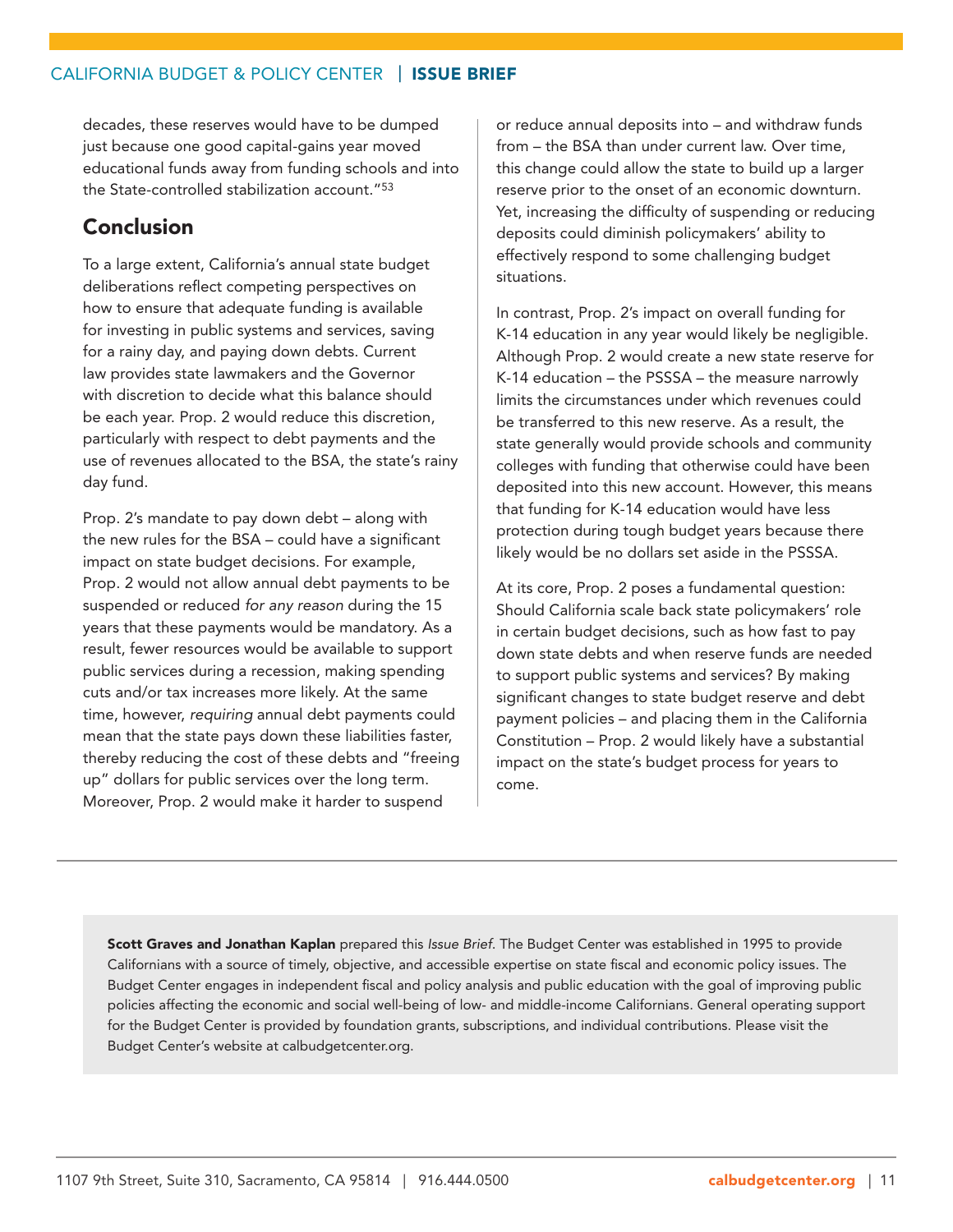decades, these reserves would have to be dumped just because one good capital-gains year moved educational funds away from funding schools and into the State-controlled stabilization account."[53]

## Conclusion

To a large extent, California's annual state budget deliberations reflect competing perspectives on how to ensure that adequate funding is available for investing in public systems and services, saving for a rainy day, and paying down debts. Current law provides state lawmakers and the Governor with discretion to decide what this balance should be each year. Prop. 2 would reduce this discretion, particularly with respect to debt payments and the use of revenues allocated to the BSA, the state's rainy day fund.

Prop. 2's mandate to pay down debt – along with the new rules for the BSA – could have a significant impact on state budget decisions. For example, Prop. 2 would not allow annual debt payments to be suspended or reduced *for any reason* during the 15 years that these payments would be mandatory. As a result, fewer resources would be available to support public services during a recession, making spending cuts and/or tax increases more likely. At the same time, however, *requiring* annual debt payments could mean that the state pays down these liabilities faster, thereby reducing the cost of these debts and "freeing up" dollars for public services over the long term. Moreover, Prop. 2 would make it harder to suspend or reduce annual deposits into – and withdraw funds from – the BSA than under current law. Over time, this change could allow the state to build up a larger reserve prior to the onset of an economic downturn. Yet, increasing the difficulty of suspending or reducing deposits could diminish policymakers' ability to effectively respond to some challenging budget situations.

In contrast, Prop. 2's impact on overall funding for K-14 education in any year would likely be negligible. Although Prop. 2 would create a new state reserve for K-14 education – the PSSSA – the measure narrowly limits the circumstances under which revenues could be transferred to this new reserve. As a result, the state generally would provide schools and community colleges with funding that otherwise could have been deposited into this new account. However, this means that funding for K-14 education would have less protection during tough budget years because there likely would be no dollars set aside in the PSSSA.

At its core, Prop. 2 poses a fundamental question: Should California scale back state policymakers' role in certain budget decisions, such as how fast to pay down state debts and when reserve funds are needed to support public systems and services? By making significant changes to state budget reserve and debt payment policies – and placing them in the California Constitution – Prop. 2 would likely have a substantial impact on the state's budget process for years to come.

---

**Scott Graves and Jonathan Kaplan** prepared this *Issue Brief*. The Budget Center was established in 1995 to provide Californians with a source of timely, objective, and accessible expertise on state fiscal and economic policy issues. The Budget Center engages in independent fiscal and policy analysis and public education with the goal of improving public policies affecting the economic and social well-being of low- and middle-income Californians. General operating support for the Budget Center is provided by foundation grants, subscriptions, and individual contributions. Please visit the Budget Center's website at calbudgetcenter.org.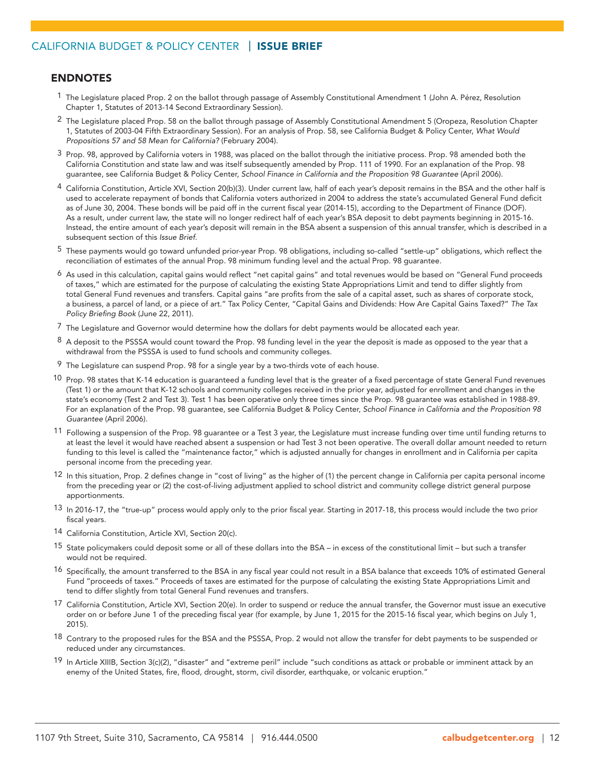## ENDNOTES

1. The Legislature placed Prop. 2 on the ballot through passage of Assembly Constitutional Amendment 1 (John A. Pérez, Resolution Chapter 1, Statutes of 2013-14 Second Extraordinary Session).
2. The Legislature placed Prop. 58 on the ballot through passage of Assembly Constitutional Amendment 5 (Oropeza, Resolution Chapter 1, Statutes of 2003-04 Fifth Extraordinary Session). For an analysis of Prop. 58, see California Budget & Policy Center, *What Would Propositions 57 and 58 Mean for California?* (February 2004).
3. Prop. 98, approved by California voters in 1988, was placed on the ballot through the initiative process. Prop. 98 amended both the California Constitution and state law and was itself subsequently amended by Prop. 111 of 1990. For an explanation of the Prop. 98 guarantee, see California Budget & Policy Center, *School Finance in California and the Proposition 98 Guarantee* (April 2006).
4. California Constitution, Article XVI, Section 20(b)(3). Under current law, half of each year's deposit remains in the BSA and the other half is used to accelerate repayment of bonds that California voters authorized in 2004 to address the state's accumulated General Fund deficit as of June 30, 2004. These bonds will be paid off in the current fiscal year (2014-15), according to the Department of Finance (DOF). As a result, under current law, the state will no longer redirect half of each year's BSA deposit to debt payments beginning in 2015-16. Instead, the entire amount of each year's deposit will remain in the BSA absent a suspension of this annual transfer, which is described in a subsequent section of this *Issue Brief*.
5. These payments would go toward unfunded prior-year Prop. 98 obligations, including so-called "settle-up" obligations, which reflect the reconciliation of estimates of the annual Prop. 98 minimum funding level and the actual Prop. 98 guarantee.
6. As used in this calculation, capital gains would reflect "net capital gains" and total revenues would be based on "General Fund proceeds of taxes," which are estimated for the purpose of calculating the existing State Appropriations Limit and tend to differ slightly from total General Fund revenues and transfers. Capital gains "are profits from the sale of a capital asset, such as shares of corporate stock, a business, a parcel of land, or a piece of art." Tax Policy Center, "Capital Gains and Dividends: How Are Capital Gains Taxed?" *The Tax Policy Briefing Book* (June 22, 2011).
7. The Legislature and Governor would determine how the dollars for debt payments would be allocated each year.
8. A deposit to the PSSSA would count toward the Prop. 98 funding level in the year the deposit is made as opposed to the year that a withdrawal from the PSSSA is used to fund schools and community colleges.
9. The Legislature can suspend Prop. 98 for a single year by a two-thirds vote of each house.
10. Prop. 98 states that K-14 education is guaranteed a funding level that is the greater of a fixed percentage of state General Fund revenues (Test 1) or the amount that K-12 schools and community colleges received in the prior year, adjusted for enrollment and changes in the state's economy (Test 2 and Test 3). Test 1 has been operative only three times since the Prop. 98 guarantee was established in 1988-89. For an explanation of the Prop. 98 guarantee, see California Budget & Policy Center, *School Finance in California and the Proposition 98 Guarantee* (April 2006).
11. Following a suspension of the Prop. 98 guarantee or a Test 3 year, the Legislature must increase funding over time until funding returns to at least the level it would have reached absent a suspension or had Test 3 not been operative. The overall dollar amount needed to return funding to this level is called the "maintenance factor," which is adjusted annually for changes in enrollment and in California per capita personal income from the preceding year.
12. In this situation, Prop. 2 defines change in "cost of living" as the higher of (1) the percent change in California per capita personal income from the preceding year or (2) the cost-of-living adjustment applied to school district and community college district general purpose apportionments.
13. In 2016-17, the "true-up" process would apply only to the prior fiscal year. Starting in 2017-18, this process would include the two prior fiscal years.
14. California Constitution, Article XVI, Section 20(c).
15. State policymakers could deposit some or all of these dollars into the BSA – in excess of the constitutional limit – but such a transfer would not be required.
16. Specifically, the amount transferred to the BSA in any fiscal year could not result in a BSA balance that exceeds 10% of estimated General Fund "proceeds of taxes." Proceeds of taxes are estimated for the purpose of calculating the existing State Appropriations Limit and tend to differ slightly from total General Fund revenues and transfers.
17. California Constitution, Article XVI, Section 20(e). In order to suspend or reduce the annual transfer, the Governor must issue an executive order on or before June 1 of the preceding fiscal year (for example, by June 1, 2015 for the 2015-16 fiscal year, which begins on July 1, 2015).
18. Contrary to the proposed rules for the BSA and the PSSSA, Prop. 2 would not allow the transfer for debt payments to be suspended or reduced under any circumstances.
19. In Article XIIIB, Section 3(c)(2), "disaster" and "extreme peril" include "such conditions as attack or probable or imminent attack by an enemy of the United States, fire, flood, drought, storm, civil disorder, earthquake, or volcanic eruption."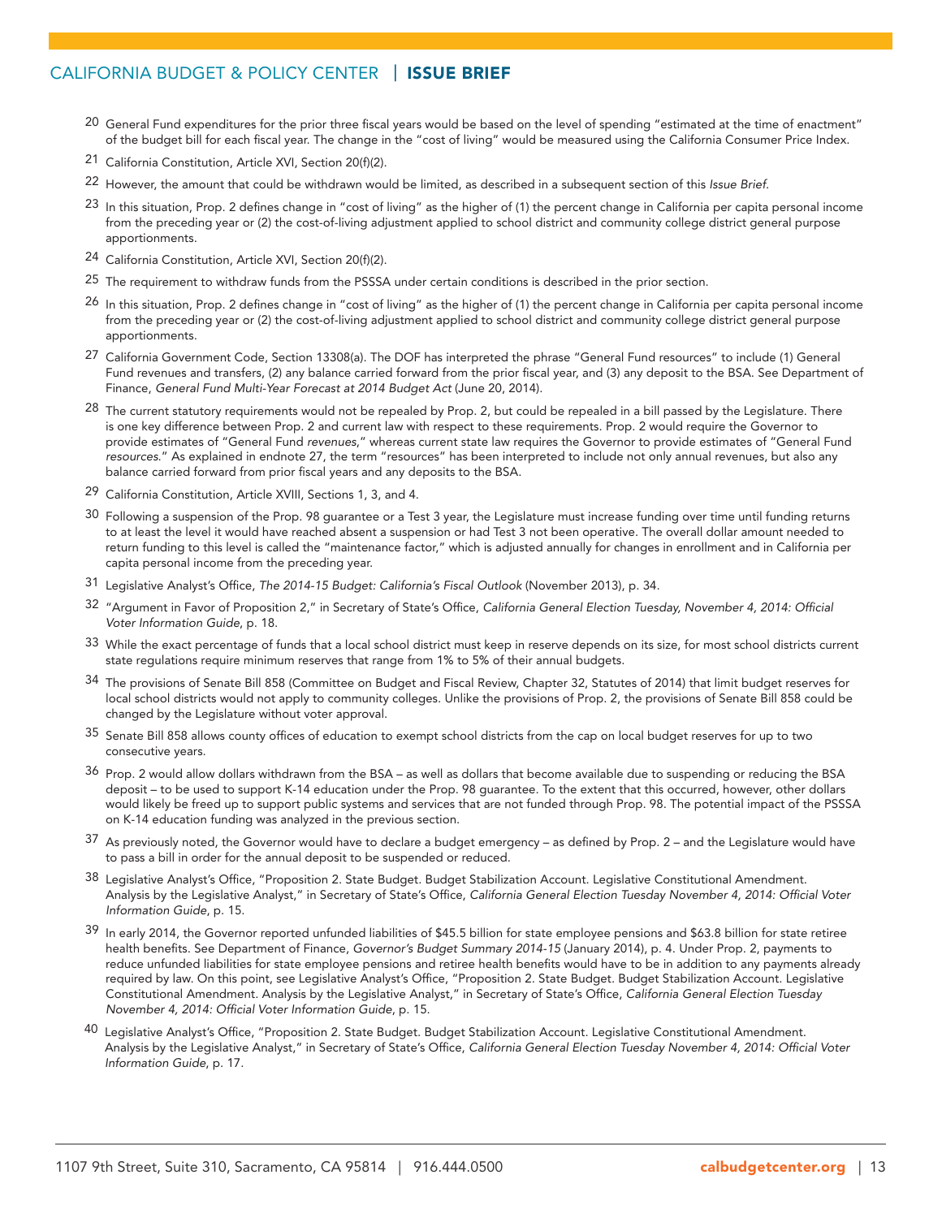20 General Fund expenditures for the prior three fiscal years would be based on the level of spending "estimated at the time of enactment" of the budget bill for each fiscal year. The change in the "cost of living" would be measured using the California Consumer Price Index.

21 California Constitution, Article XVI, Section 20(f)(2).

22 However, the amount that could be withdrawn would be limited, as described in a subsequent section of this *Issue Brief*.

23 In this situation, Prop. 2 defines change in "cost of living" as the higher of (1) the percent change in California per capita personal income from the preceding year or (2) the cost-of-living adjustment applied to school district and community college district general purpose apportionments.

24 California Constitution, Article XVI, Section 20(f)(2).

25 The requirement to withdraw funds from the PSSSA under certain conditions is described in the prior section.

26 In this situation, Prop. 2 defines change in "cost of living" as the higher of (1) the percent change in California per capita personal income from the preceding year or (2) the cost-of-living adjustment applied to school district and community college district general purpose apportionments.

27 California Government Code, Section 13308(a). The DOF has interpreted the phrase "General Fund resources" to include (1) General Fund revenues and transfers, (2) any balance carried forward from the prior fiscal year, and (3) any deposit to the BSA. See Department of Finance, *General Fund Multi-Year Forecast at 2014 Budget Act* (June 20, 2014).

28 The current statutory requirements would not be repealed by Prop. 2, but could be repealed in a bill passed by the Legislature. There is one key difference between Prop. 2 and current law with respect to these requirements. Prop. 2 would require the Governor to provide estimates of "General Fund *revenues*," whereas current state law requires the Governor to provide estimates of "General Fund *resources*." As explained in endnote 27, the term "resources" has been interpreted to include not only annual revenues, but also any balance carried forward from prior fiscal years and any deposits to the BSA.

29 California Constitution, Article XVIII, Sections 1, 3, and 4.

30 Following a suspension of the Prop. 98 guarantee or a Test 3 year, the Legislature must increase funding over time until funding returns to at least the level it would have reached absent a suspension or had Test 3 not been operative. The overall dollar amount needed to return funding to this level is called the "maintenance factor," which is adjusted annually for changes in enrollment and in California per capita personal income from the preceding year.

31 Legislative Analyst's Office, *The 2014-15 Budget: California's Fiscal Outlook* (November 2013), p. 34.

32 "Argument in Favor of Proposition 2," in Secretary of State's Office, *California General Election Tuesday, November 4, 2014: Official Voter Information Guide*, p. 18.

33 While the exact percentage of funds that a local school district must keep in reserve depends on its size, for most school districts current state regulations require minimum reserves that range from 1% to 5% of their annual budgets.

34 The provisions of Senate Bill 858 (Committee on Budget and Fiscal Review, Chapter 32, Statutes of 2014) that limit budget reserves for local school districts would not apply to community colleges. Unlike the provisions of Prop. 2, the provisions of Senate Bill 858 could be changed by the Legislature without voter approval.

35 Senate Bill 858 allows county offices of education to exempt school districts from the cap on local budget reserves for up to two consecutive years.

36 Prop. 2 would allow dollars withdrawn from the BSA – as well as dollars that become available due to suspending or reducing the BSA deposit – to be used to support K-14 education under the Prop. 98 guarantee. To the extent that this occurred, however, other dollars would likely be freed up to support public systems and services that are not funded through Prop. 98. The potential impact of the PSSSA on K-14 education funding was analyzed in the previous section.

37 As previously noted, the Governor would have to declare a budget emergency – as defined by Prop. 2 – and the Legislature would have to pass a bill in order for the annual deposit to be suspended or reduced.

38 Legislative Analyst's Office, "Proposition 2. State Budget. Budget Stabilization Account. Legislative Constitutional Amendment. Analysis by the Legislative Analyst," in Secretary of State's Office, *California General Election Tuesday November 4, 2014: Official Voter Information Guide*, p. 15.

39 In early 2014, the Governor reported unfunded liabilities of $45.5 billion for state employee pensions and $63.8 billion for state retiree health benefits. See Department of Finance, *Governor's Budget Summary 2014-15* (January 2014), p. 4. Under Prop. 2, payments to reduce unfunded liabilities for state employee pensions and retiree health benefits would have to be in addition to any payments already required by law. On this point, see Legislative Analyst's Office, "Proposition 2. State Budget. Budget Stabilization Account. Legislative Constitutional Amendment. Analysis by the Legislative Analyst," in Secretary of State's Office, *California General Election Tuesday November 4, 2014: Official Voter Information Guide*, p. 15.

40 Legislative Analyst's Office, "Proposition 2. State Budget. Budget Stabilization Account. Legislative Constitutional Amendment. Analysis by the Legislative Analyst," in Secretary of State's Office, *California General Election Tuesday November 4, 2014: Official Voter Information Guide*, p. 17.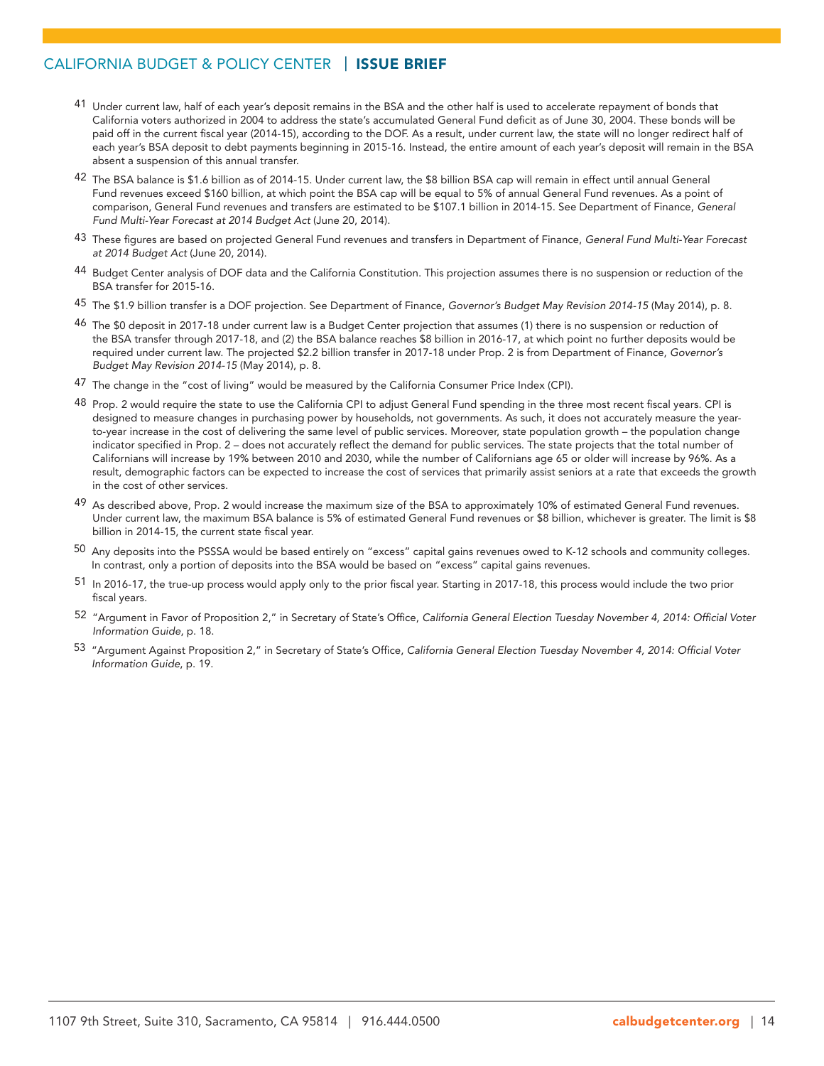41 Under current law, half of each year's deposit remains in the BSA and the other half is used to accelerate repayment of bonds that California voters authorized in 2004 to address the state's accumulated General Fund deficit as of June 30, 2004. These bonds will be paid off in the current fiscal year (2014-15), according to the DOF. As a result, under current law, the state will no longer redirect half of each year's BSA deposit to debt payments beginning in 2015-16. Instead, the entire amount of each year's deposit will remain in the BSA absent a suspension of this annual transfer.

42 The BSA balance is $1.6 billion as of 2014-15. Under current law, the $8 billion BSA cap will remain in effect until annual General Fund revenues exceed $160 billion, at which point the BSA cap will be equal to 5% of annual General Fund revenues. As a point of comparison, General Fund revenues and transfers are estimated to be $107.1 billion in 2014-15. See Department of Finance, *General Fund Multi-Year Forecast at 2014 Budget Act* (June 20, 2014).

43 These figures are based on projected General Fund revenues and transfers in Department of Finance, *General Fund Multi-Year Forecast at 2014 Budget Act* (June 20, 2014).

44 Budget Center analysis of DOF data and the California Constitution. This projection assumes there is no suspension or reduction of the BSA transfer for 2015-16.

45 The $1.9 billion transfer is a DOF projection. See Department of Finance, *Governor's Budget May Revision 2014-15* (May 2014), p. 8.

46 The $0 deposit in 2017-18 under current law is a Budget Center projection that assumes (1) there is no suspension or reduction of the BSA transfer through 2017-18, and (2) the BSA balance reaches $8 billion in 2016-17, at which point no further deposits would be required under current law. The projected $2.2 billion transfer in 2017-18 under Prop. 2 is from Department of Finance, *Governor's Budget May Revision 2014-15* (May 2014), p. 8.

47 The change in the "cost of living" would be measured by the California Consumer Price Index (CPI).

48 Prop. 2 would require the state to use the California CPI to adjust General Fund spending in the three most recent fiscal years. CPI is designed to measure changes in purchasing power by households, not governments. As such, it does not accurately measure the year-to-year increase in the cost of delivering the same level of public services. Moreover, state population growth – the population change indicator specified in Prop. 2 – does not accurately reflect the demand for public services. The state projects that the total number of Californians will increase by 19% between 2010 and 2030, while the number of Californians age 65 or older will increase by 96%. As a result, demographic factors can be expected to increase the cost of services that primarily assist seniors at a rate that exceeds the growth in the cost of other services.

49 As described above, Prop. 2 would increase the maximum size of the BSA to approximately 10% of estimated General Fund revenues. Under current law, the maximum BSA balance is 5% of estimated General Fund revenues or $8 billion, whichever is greater. The limit is $8 billion in 2014-15, the current state fiscal year.

50 Any deposits into the PSSSA would be based entirely on "excess" capital gains revenues owed to K-12 schools and community colleges. In contrast, only a portion of deposits into the BSA would be based on "excess" capital gains revenues.

51 In 2016-17, the true-up process would apply only to the prior fiscal year. Starting in 2017-18, this process would include the two prior fiscal years.

52 "Argument in Favor of Proposition 2," in Secretary of State's Office, *California General Election Tuesday November 4, 2014: Official Voter Information Guide*, p. 18.

53 "Argument Against Proposition 2," in Secretary of State's Office, *California General Election Tuesday November 4, 2014: Official Voter Information Guide*, p. 19.